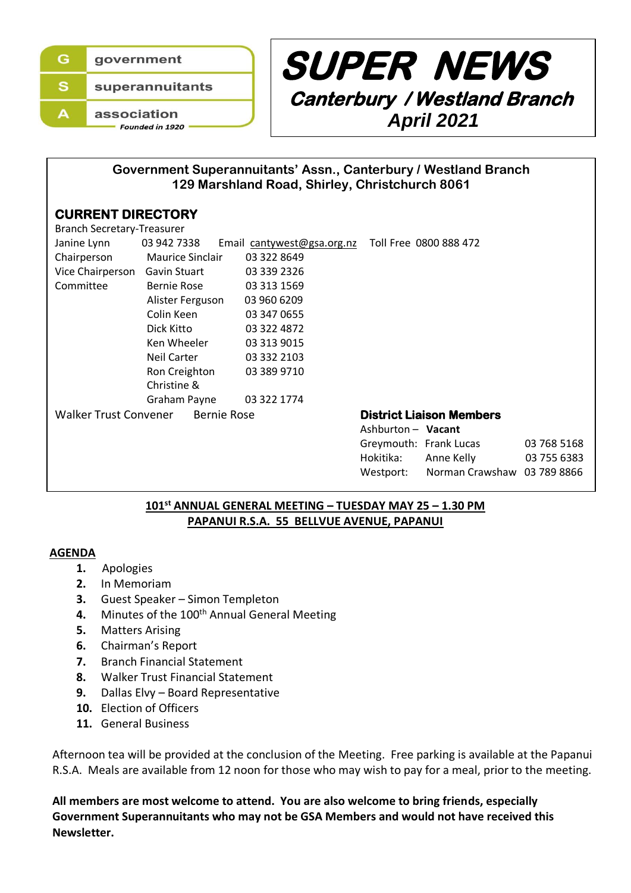government
superannuitants
association
*Founded in 1920*

# SUPER NEWS

## Canterbury / Westland Branch

## April 2021

**Government Superannuitants' Assn., Canterbury / Westland Branch**
**129 Marshland Road, Shirley, Christchurch 8061**

### CURRENT DIRECTORY

Branch Secretary-Treasurer

Janine Lynn 03 942 7338 Email cantywest@gsa.org.nz Toll Free 0800 888 472

| | | |
|---|---|---|
| Chairperson | Maurice Sinclair | 03 322 8649 |
| Vice Chairperson | Gavin Stuart | 03 339 2326 |
| Committee | Bernie Rose | 03 313 1569 |
| | Alister Ferguson | 03 960 6209 |
| | Colin Keen | 03 347 0655 |
| | Dick Kitto | 03 322 4872 |
| | Ken Wheeler | 03 313 9015 |
| | Neil Carter | 03 332 2103 |
| | Ron Creighton | 03 389 9710 |
| | Christine & Graham Payne | 03 322 1774 |
| Walker Trust Convener | Bernie Rose | |

**District Liaison Members**

| | | |
|---|---|---|
| Ashburton – | **Vacant** | |
| Greymouth: | Frank Lucas | 03 768 5168 |
| Hokitika: | Anne Kelly | 03 755 6383 |
| Westport: | Norman Crawshaw | 03 789 8866 |

**101st ANNUAL GENERAL MEETING – TUESDAY MAY 25 – 1.30 PM**
**PAPANUI R.S.A. 55 BELLVUE AVENUE, PAPANUI**

**AGENDA**

1. Apologies
2. In Memoriam
3. Guest Speaker – Simon Templeton
4. Minutes of the 100th Annual General Meeting
5. Matters Arising
6. Chairman's Report
7. Branch Financial Statement
8. Walker Trust Financial Statement
9. Dallas Elvy – Board Representative
10. Election of Officers
11. General Business

Afternoon tea will be provided at the conclusion of the Meeting. Free parking is available at the Papanui R.S.A. Meals are available from 12 noon for those who may wish to pay for a meal, prior to the meeting.

**All members are most welcome to attend. You are also welcome to bring friends, especially Government Superannuitants who may not be GSA Members and would not have received this Newsletter.**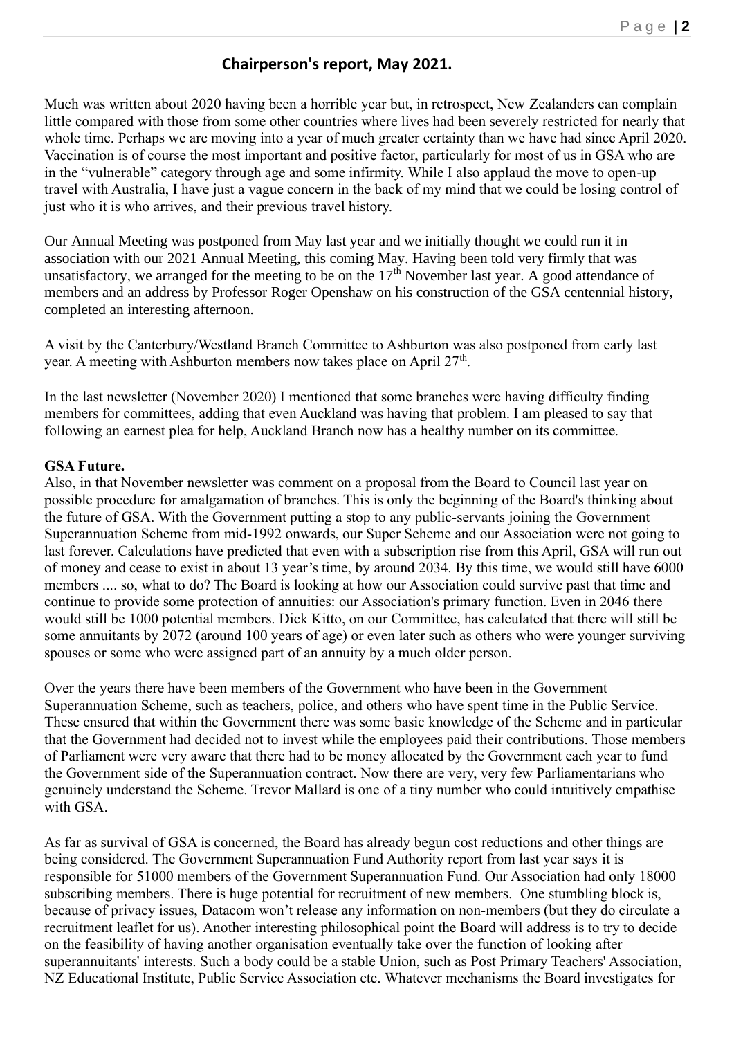## Chairperson's report, May 2021.

Much was written about 2020 having been a horrible year but, in retrospect, New Zealanders can complain little compared with those from some other countries where lives had been severely restricted for nearly that whole time. Perhaps we are moving into a year of much greater certainty than we have had since April 2020. Vaccination is of course the most important and positive factor, particularly for most of us in GSA who are in the "vulnerable" category through age and some infirmity. While I also applaud the move to open-up travel with Australia, I have just a vague concern in the back of my mind that we could be losing control of just who it is who arrives, and their previous travel history.

Our Annual Meeting was postponed from May last year and we initially thought we could run it in association with our 2021 Annual Meeting, this coming May. Having been told very firmly that was unsatisfactory, we arranged for the meeting to be on the 17th November last year. A good attendance of members and an address by Professor Roger Openshaw on his construction of the GSA centennial history, completed an interesting afternoon.

A visit by the Canterbury/Westland Branch Committee to Ashburton was also postponed from early last year. A meeting with Ashburton members now takes place on April 27th.

In the last newsletter (November 2020) I mentioned that some branches were having difficulty finding members for committees, adding that even Auckland was having that problem. I am pleased to say that following an earnest plea for help, Auckland Branch now has a healthy number on its committee.

**GSA Future.**

Also, in that November newsletter was comment on a proposal from the Board to Council last year on possible procedure for amalgamation of branches. This is only the beginning of the Board's thinking about the future of GSA. With the Government putting a stop to any public-servants joining the Government Superannuation Scheme from mid-1992 onwards, our Super Scheme and our Association were not going to last forever. Calculations have predicted that even with a subscription rise from this April, GSA will run out of money and cease to exist in about 13 year's time, by around 2034. By this time, we would still have 6000 members .... so, what to do? The Board is looking at how our Association could survive past that time and continue to provide some protection of annuities: our Association's primary function. Even in 2046 there would still be 1000 potential members. Dick Kitto, on our Committee, has calculated that there will still be some annuitants by 2072 (around 100 years of age) or even later such as others who were younger surviving spouses or some who were assigned part of an annuity by a much older person.

Over the years there have been members of the Government who have been in the Government Superannuation Scheme, such as teachers, police, and others who have spent time in the Public Service. These ensured that within the Government there was some basic knowledge of the Scheme and in particular that the Government had decided not to invest while the employees paid their contributions. Those members of Parliament were very aware that there had to be money allocated by the Government each year to fund the Government side of the Superannuation contract. Now there are very, very few Parliamentarians who genuinely understand the Scheme. Trevor Mallard is one of a tiny number who could intuitively empathise with GSA.

As far as survival of GSA is concerned, the Board has already begun cost reductions and other things are being considered. The Government Superannuation Fund Authority report from last year says it is responsible for 51000 members of the Government Superannuation Fund. Our Association had only 18000 subscribing members. There is huge potential for recruitment of new members. One stumbling block is, because of privacy issues, Datacom won't release any information on non-members (but they do circulate a recruitment leaflet for us). Another interesting philosophical point the Board will address is to try to decide on the feasibility of having another organisation eventually take over the function of looking after superannuitants' interests. Such a body could be a stable Union, such as Post Primary Teachers' Association, NZ Educational Institute, Public Service Association etc. Whatever mechanisms the Board investigates for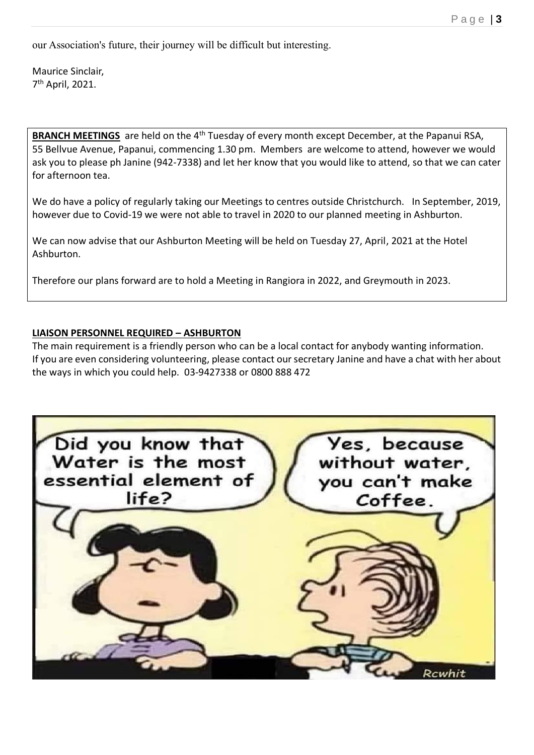our Association's future, their journey will be difficult but interesting.

Maurice Sinclair,
7th April, 2021.

**BRANCH MEETINGS** are held on the 4th Tuesday of every month except December, at the Papanui RSA, 55 Bellvue Avenue, Papanui, commencing 1.30 pm. Members are welcome to attend, however we would ask you to please ph Janine (942-7338) and let her know that you would like to attend, so that we can cater for afternoon tea.

We do have a policy of regularly taking our Meetings to centres outside Christchurch. In September, 2019, however due to Covid-19 we were not able to travel in 2020 to our planned meeting in Ashburton.

We can now advise that our Ashburton Meeting will be held on Tuesday 27, April, 2021 at the Hotel Ashburton.

Therefore our plans forward are to hold a Meeting in Rangiora in 2022, and Greymouth in 2023.

## LIAISON PERSONNEL REQUIRED – ASHBURTON

The main requirement is a friendly person who can be a local contact for anybody wanting information. If you are even considering volunteering, please contact our secretary Janine and have a chat with her about the ways in which you could help. 03-9427338 or 0800 888 472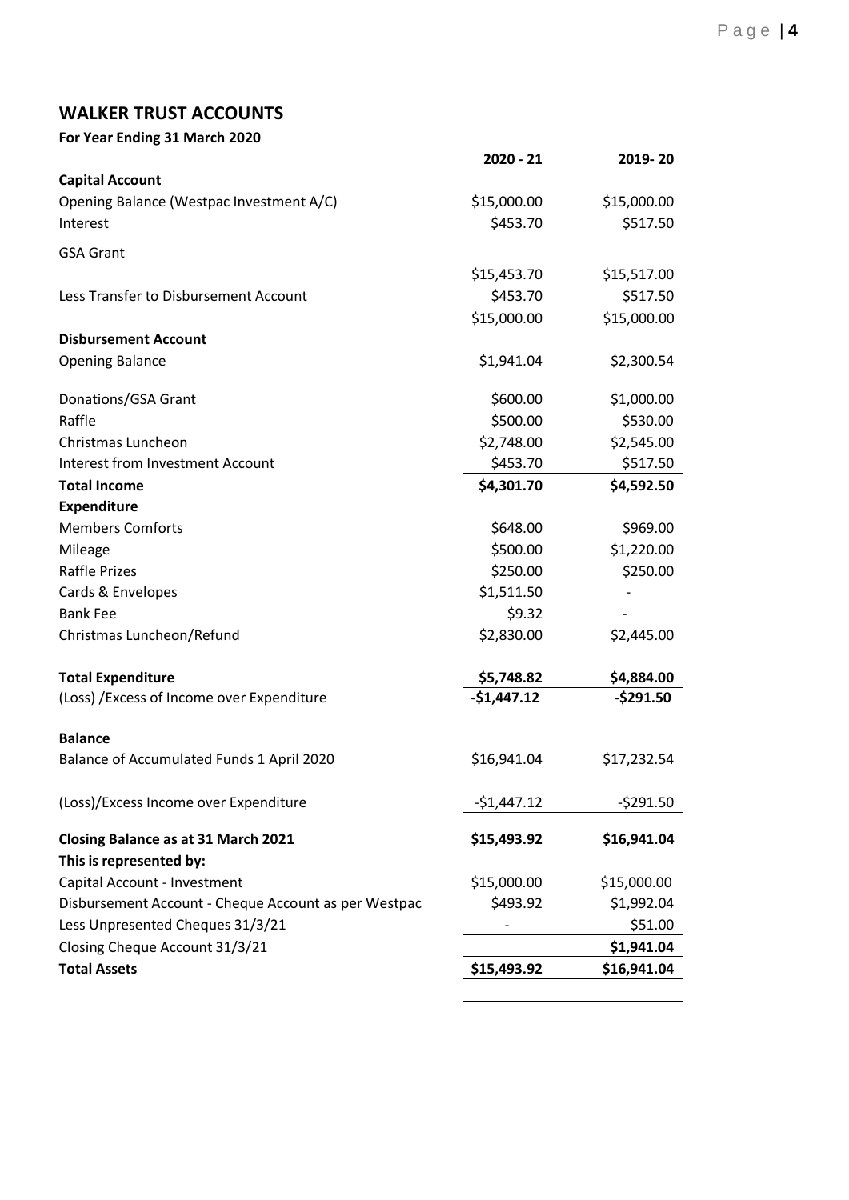## WALKER TRUST ACCOUNTS

**For Year Ending 31 March 2020**

| | 2020 - 21 | 2019- 20 |
|---|---|---|
| **Capital Account** | | |
| Opening Balance (Westpac Investment A/C) | $15,000.00 | $15,000.00 |
| Interest | $453.70 | $517.50 |
| GSA Grant | | |
| | $15,453.70 | $15,517.00 |
| Less Transfer to Disbursement Account | $453.70 | $517.50 |
| | $15,000.00 | $15,000.00 |
| **Disbursement Account** | | |
| Opening Balance | $1,941.04 | $2,300.54 |
| Donations/GSA Grant | $600.00 | $1,000.00 |
| Raffle | $500.00 | $530.00 |
| Christmas Luncheon | $2,748.00 | $2,545.00 |
| Interest from Investment Account | $453.70 | $517.50 |
| **Total Income** | **$4,301.70** | **$4,592.50** |
| **Expenditure** | | |
| Members Comforts | $648.00 | $969.00 |
| Mileage | $500.00 | $1,220.00 |
| Raffle Prizes | $250.00 | $250.00 |
| Cards & Envelopes | $1,511.50 | - |
| Bank Fee | $9.32 | - |
| Christmas Luncheon/Refund | $2,830.00 | $2,445.00 |
| **Total Expenditure** | **$5,748.82** | **$4,884.00** |
| (Loss) /Excess of Income over Expenditure | **-$1,447.12** | **-$291.50** |
| **Balance** | | |
| Balance of Accumulated Funds 1 April 2020 | $16,941.04 | $17,232.54 |
| (Loss)/Excess Income over Expenditure | -$1,447.12 | -$291.50 |
| **Closing Balance as at 31 March 2021** | **$15,493.92** | **$16,941.04** |
| **This is represented by:** | | |
| Capital Account - Investment | $15,000.00 | $15,000.00 |
| Disbursement Account - Cheque Account as per Westpac | $493.92 | $1,992.04 |
| Less Unpresented Cheques 31/3/21 | - | $51.00 |
| Closing Cheque Account 31/3/21 | | **$1,941.04** |
| **Total Assets** | **$15,493.92** | **$16,941.04** |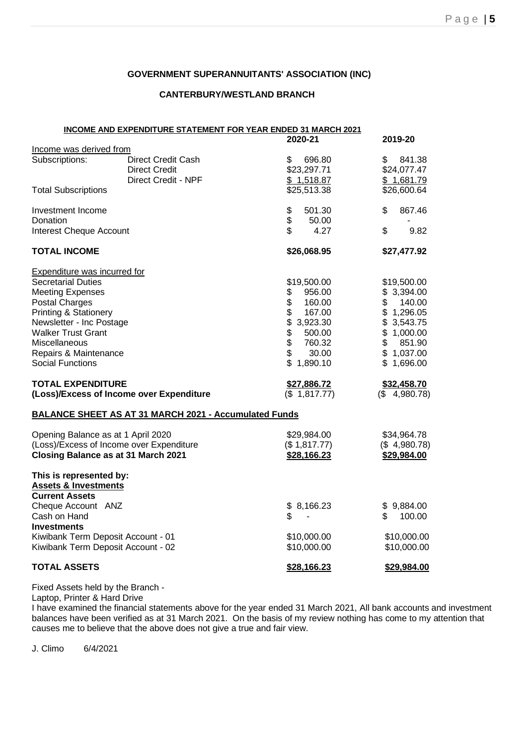**GOVERNMENT SUPERANNUITANTS' ASSOCIATION (INC)**

**CANTERBURY/WESTLAND BRANCH**

**INCOME AND EXPENDITURE STATEMENT FOR YEAR ENDED 31 MARCH 2021**

| | | 2020-21 | 2019-20 |
|---|---|---|---|
| Income was derived from | | | |
| Subscriptions: | Direct Credit Cash | $ 696.80 | $ 841.38 |
| | Direct Credit | $23,297.71 | $24,077.47 |
| | Direct Credit - NPF | $ 1,518.87 | $ 1,681.79 |
| Total Subscriptions | | $25,513.38 | $26,600.64 |
| Investment Income | | $ 501.30 | $ 867.46 |
| Donation | | $ 50.00 | - |
| Interest Cheque Account | | $ 4.27 | $ 9.82 |
| **TOTAL INCOME** | | **$26,068.95** | **$27,477.92** |
| Expenditure was incurred for | | | |
| Secretarial Duties | | $19,500.00 | $19,500.00 |
| Meeting Expenses | | $ 956.00 | $ 3,394.00 |
| Postal Charges | | $ 160.00 | $ 140.00 |
| Printing & Stationery | | $ 167.00 | $ 1,296.05 |
| Newsletter - Inc Postage | | $ 3,923.30 | $ 3,543.75 |
| Walker Trust Grant | | $ 500.00 | $ 1,000.00 |
| Miscellaneous | | $ 760.32 | $ 851.90 |
| Repairs & Maintenance | | $ 30.00 | $ 1,037.00 |
| Social Functions | | $ 1,890.10 | $ 1,696.00 |
| **TOTAL EXPENDITURE** | | **$27,886.72** | **$32,458.70** |
| **(Loss)/Excess of Income over Expenditure** | | ($ 1,817.77) | ($ 4,980.78) |

**BALANCE SHEET AS AT 31 MARCH 2021 - Accumulated Funds**

| | 2020-21 | 2019-20 |
|---|---|---|
| Opening Balance as at 1 April 2020 | $29,984.00 | $34,964.78 |
| (Loss)/Excess of Income over Expenditure | ($ 1,817.77) | ($ 4,980.78) |
| **Closing Balance as at 31 March 2021** | **$28,166.23** | **$29,984.00** |
| **This is represented by:** | | |
| **Assets & Investments** | | |
| **Current Assets** | | |
| Cheque Account ANZ | $ 8,166.23 | $ 9,884.00 |
| Cash on Hand | $ - | $ 100.00 |
| **Investments** | | |
| Kiwibank Term Deposit Account - 01 | $10,000.00 | $10,000.00 |
| Kiwibank Term Deposit Account - 02 | $10,000.00 | $10,000.00 |
| **TOTAL ASSETS** | **$28,166.23** | **$29,984.00** |

Fixed Assets held by the Branch -
Laptop, Printer & Hard Drive

I have examined the financial statements above for the year ended 31 March 2021, All bank accounts and investment balances have been verified as at 31 March 2021. On the basis of my review nothing has come to my attention that causes me to believe that the above does not give a true and fair view.

J. Climo 6/4/2021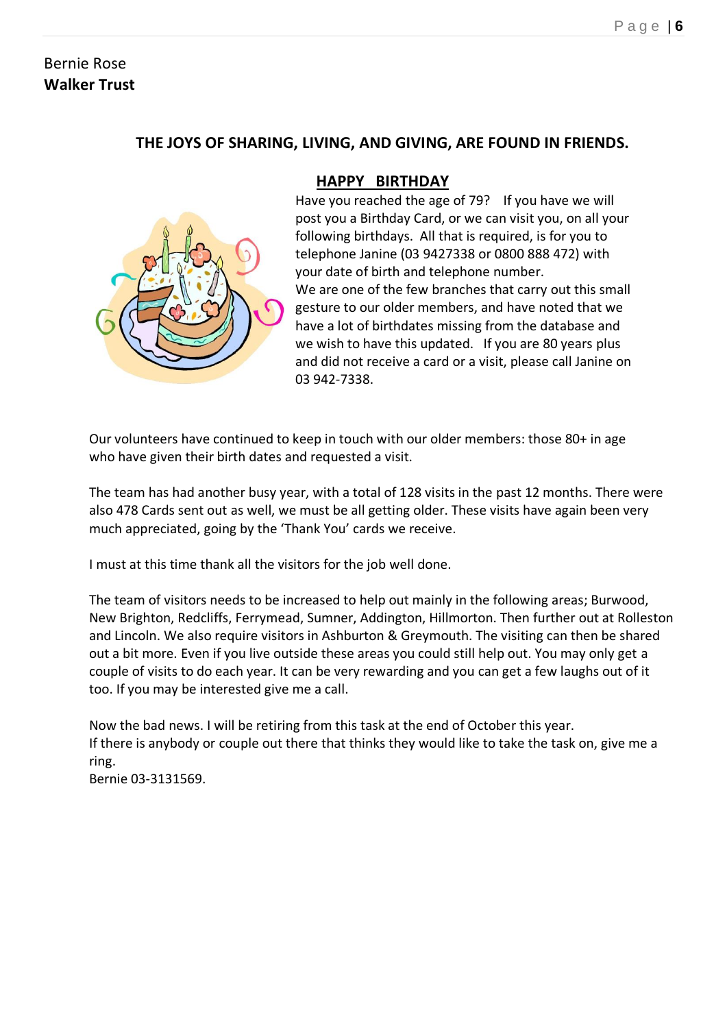Bernie Rose

**Walker Trust**

**THE JOYS OF SHARING, LIVING, AND GIVING, ARE FOUND IN FRIENDS.**

## HAPPY BIRTHDAY

Have you reached the age of 79? If you have we will post you a Birthday Card, or we can visit you, on all your following birthdays. All that is required, is for you to telephone Janine (03 9427338 or 0800 888 472) with your date of birth and telephone number.

We are one of the few branches that carry out this small gesture to our older members, and have noted that we have a lot of birthdates missing from the database and we wish to have this updated. If you are 80 years plus and did not receive a card or a visit, please call Janine on 03 942-7338.

Our volunteers have continued to keep in touch with our older members: those 80+ in age who have given their birth dates and requested a visit.

The team has had another busy year, with a total of 128 visits in the past 12 months. There were also 478 Cards sent out as well, we must be all getting older. These visits have again been very much appreciated, going by the 'Thank You' cards we receive.

I must at this time thank all the visitors for the job well done.

The team of visitors needs to be increased to help out mainly in the following areas; Burwood, New Brighton, Redcliffs, Ferrymead, Sumner, Addington, Hillmorton. Then further out at Rolleston and Lincoln. We also require visitors in Ashburton & Greymouth. The visiting can then be shared out a bit more. Even if you live outside these areas you could still help out. You may only get a couple of visits to do each year. It can be very rewarding and you can get a few laughs out of it too. If you may be interested give me a call.

Now the bad news. I will be retiring from this task at the end of October this year.
If there is anybody or couple out there that thinks they would like to take the task on, give me a ring.
Bernie 03-3131569.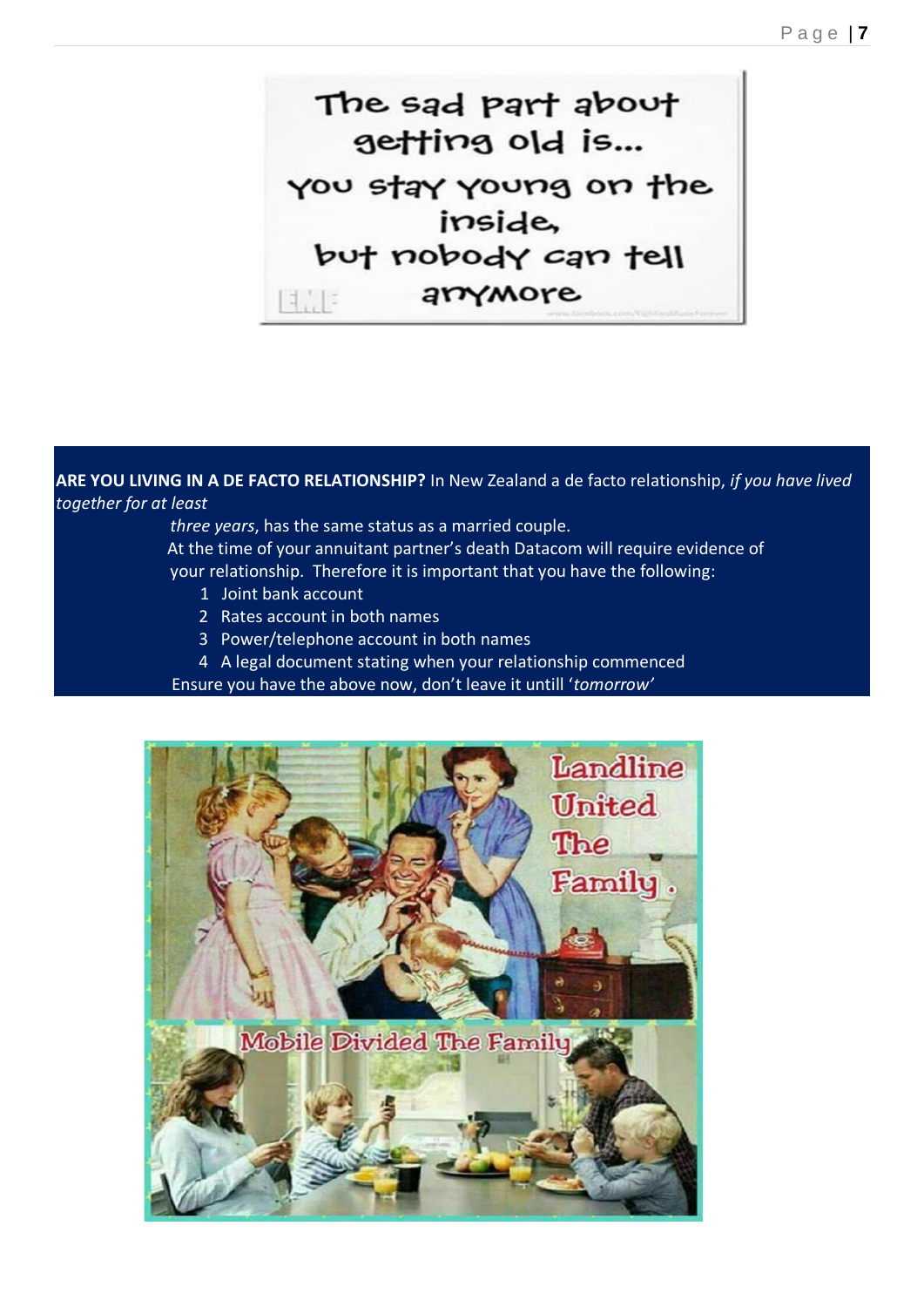**ARE YOU LIVING IN A DE FACTO RELATIONSHIP?** In New Zealand a de facto relationship, *if you have lived together for at least three years*, has the same status as a married couple.

At the time of your annuitant partner's death Datacom will require evidence of your relationship. Therefore it is important that you have the following:

1. Joint bank account
2. Rates account in both names
3. Power/telephone account in both names
4. A legal document stating when your relationship commenced

Ensure you have the above now, don't leave it untill '*tomorrow*'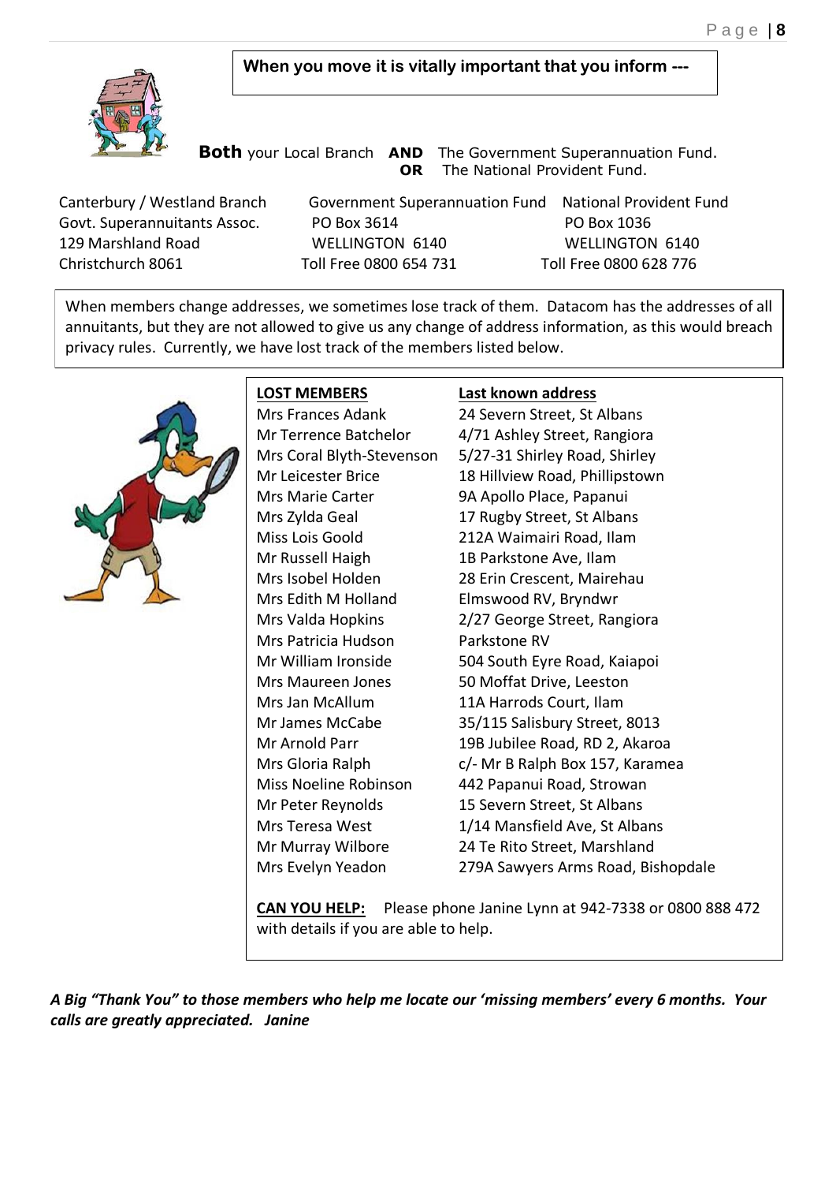**When you move it is vitally important that you inform ---**

**Both** your Local Branch **AND** The Government Superannuation Fund.
**OR** The National Provident Fund.

| Canterbury / Westland Branch | Government Superannuation Fund | National Provident Fund |
|---|---|---|
| Govt. Superannuitants Assoc. | PO Box 3614 | PO Box 1036 |
| 129 Marshland Road | WELLINGTON 6140 | WELLINGTON 6140 |
| Christchurch 8061 | Toll Free 0800 654 731 | Toll Free 0800 628 776 |

When members change addresses, we sometimes lose track of them. Datacom has the addresses of all annuitants, but they are not allowed to give us any change of address information, as this would breach privacy rules. Currently, we have lost track of the members listed below.

| **LOST MEMBERS** | **Last known address** |
|---|---|
| Mrs Frances Adank | 24 Severn Street, St Albans |
| Mr Terrence Batchelor | 4/71 Ashley Street, Rangiora |
| Mrs Coral Blyth-Stevenson | 5/27-31 Shirley Road, Shirley |
| Mr Leicester Brice | 18 Hillview Road, Phillipstown |
| Mrs Marie Carter | 9A Apollo Place, Papanui |
| Mrs Zylda Geal | 17 Rugby Street, St Albans |
| Miss Lois Goold | 212A Waimairi Road, Ilam |
| Mr Russell Haigh | 1B Parkstone Ave, Ilam |
| Mrs Isobel Holden | 28 Erin Crescent, Mairehau |
| Mrs Edith M Holland | Elmswood RV, Bryndwr |
| Mrs Valda Hopkins | 2/27 George Street, Rangiora |
| Mrs Patricia Hudson | Parkstone RV |
| Mr William Ironside | 504 South Eyre Road, Kaiapoi |
| Mrs Maureen Jones | 50 Moffat Drive, Leeston |
| Mrs Jan McAllum | 11A Harrods Court, Ilam |
| Mr James McCabe | 35/115 Salisbury Street, 8013 |
| Mr Arnold Parr | 19B Jubilee Road, RD 2, Akaroa |
| Mrs Gloria Ralph | c/- Mr B Ralph Box 157, Karamea |
| Miss Noeline Robinson | 442 Papanui Road, Strowan |
| Mr Peter Reynolds | 15 Severn Street, St Albans |
| Mrs Teresa West | 1/14 Mansfield Ave, St Albans |
| Mr Murray Wilbore | 24 Te Rito Street, Marshland |
| Mrs Evelyn Yeadon | 279A Sawyers Arms Road, Bishopdale |

**CAN YOU HELP:** Please phone Janine Lynn at 942-7338 or 0800 888 472 with details if you are able to help.

***A Big "Thank You" to those members who help me locate our 'missing members' every 6 months. Your calls are greatly appreciated. Janine***